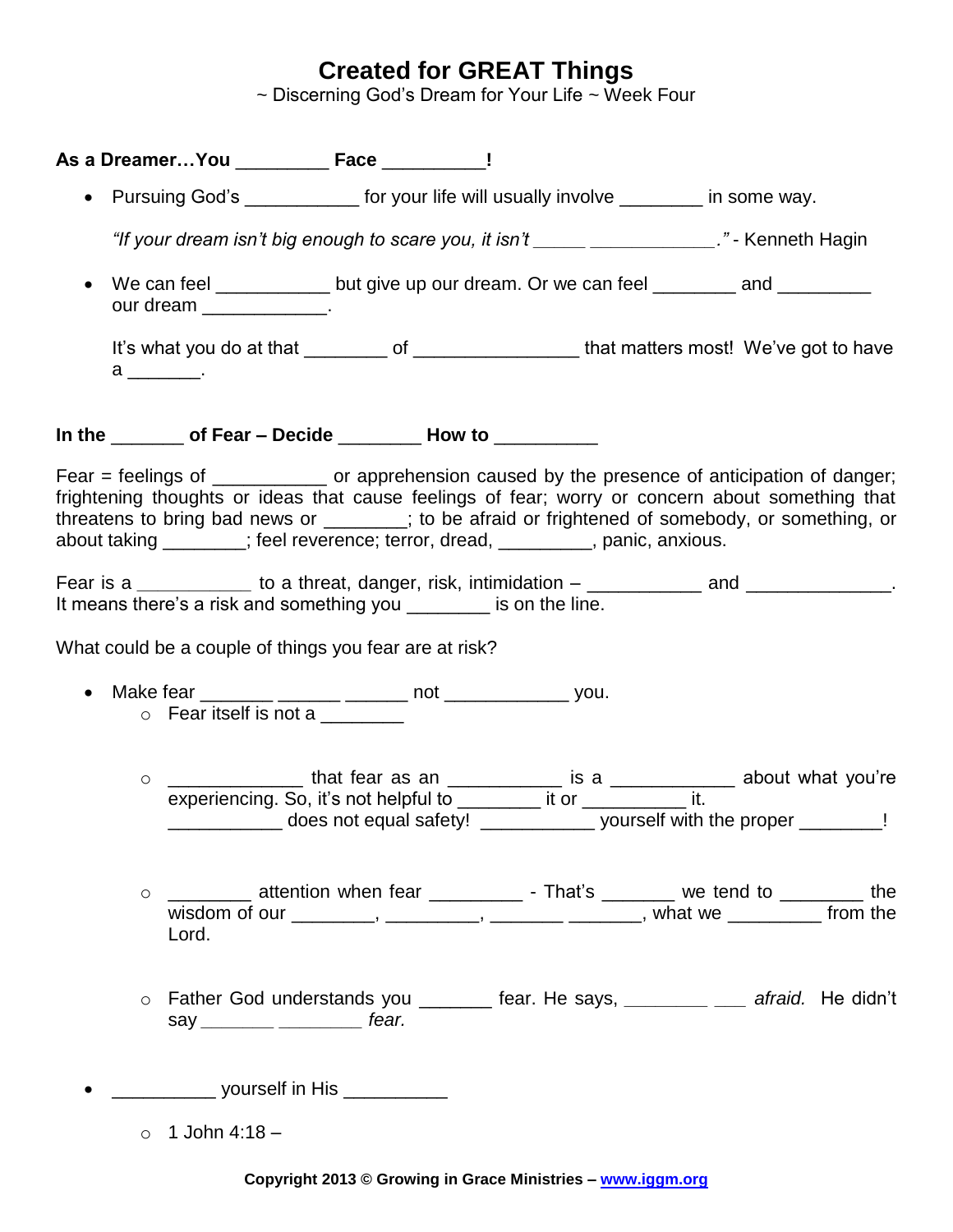# Created for GREAT Things

~ Discerning God's Dream for Your Life ~ Week Four

**As a Dreamer…You _________ Face __________!**

- Pursuing God's ___________ for your life will usually involve ________ in some way.

  *"If your dream isn't big enough to scare you, it isn't _____ ____________."* - Kenneth Hagin

- We can feel ___________ but give up our dream. Or we can feel ________ and _________ our dream ____________.

  It's what you do at that ________ of _______________ that matters most! We've got to have a _______.

**In the _______ of Fear – Decide ________ How to __________**

Fear = feelings of ___________ or apprehension caused by the presence of anticipation of danger; frightening thoughts or ideas that cause feelings of fear; worry or concern about something that threatens to bring bad news or ________; to be afraid or frightened of somebody, or something, or about taking ________; feel reverence; terror, dread, _________, panic, anxious.

Fear is a ___________ to a threat, danger, risk, intimidation – ___________ and _____________. It means there's a risk and something you ________ is on the line.

What could be a couple of things you fear are at risk?

- Make fear _______ ______ ______ not ____________ you.
  - Fear itself is not a ________
  - _____________ that fear as an ___________ is a ____________ about what you're experiencing. So, it's not helpful to ________ it or __________ it. ___________ does not equal safety! ___________ yourself with the proper ________!
  - ________ attention when fear _________ - That's _______ we tend to ________ the wisdom of our ________, _________, _______ _______, what we _________ from the Lord.
  - Father God understands you _______ fear. He says, ________ ___ *afraid.* He didn't say _______ ________ *fear.*

- __________ yourself in His __________
  - 1 John 4:18 –

**Copyright 2013 © Growing in Grace Ministries – www.iggm.org**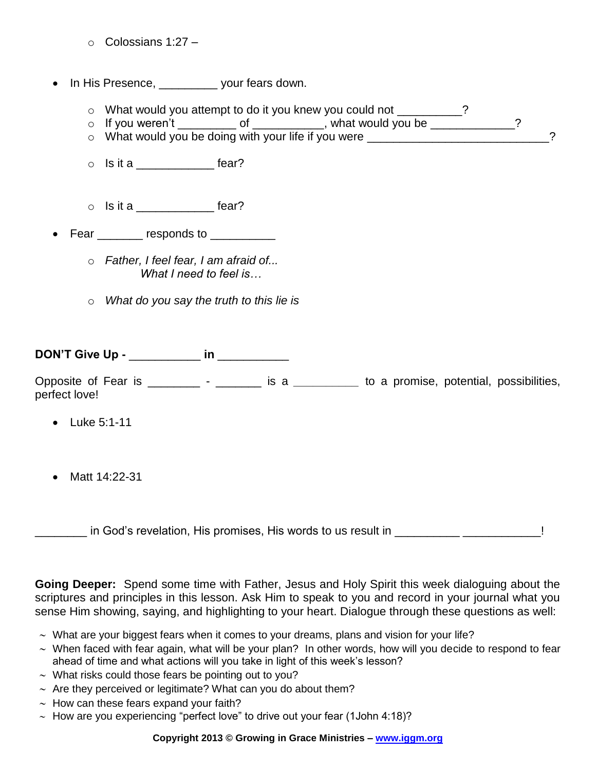- Colossians 1:27 –

- In His Presence, _________ your fears down.

  - What would you attempt to do it you knew you could not __________?
  - If you weren't _________ of ___________, what would you be _____________?
  - What would you be doing with your life if you were ____________________________?

  - Is it a ____________ fear?

  - Is it a ____________ fear?

- Fear _______ responds to __________

  - *Father, I feel fear, I am afraid of...*
    *What I need to feel is…*

  - *What do you say the truth to this lie is*

**DON'T Give Up - ___________ in ___________**

Opposite of Fear is ________ - _______ is a __________ to a promise, potential, possibilities, perfect love!

- Luke 5:1-11

- Matt 14:22-31

________ in God's revelation, His promises, His words to us result in __________ ____________!

**Going Deeper:** Spend some time with Father, Jesus and Holy Spirit this week dialoguing about the scriptures and principles in this lesson. Ask Him to speak to you and record in your journal what you sense Him showing, saying, and highlighting to your heart. Dialogue through these questions as well:

~ What are your biggest fears when it comes to your dreams, plans and vision for your life?
~ When faced with fear again, what will be your plan? In other words, how will you decide to respond to fear ahead of time and what actions will you take in light of this week's lesson?
~ What risks could those fears be pointing out to you?
~ Are they perceived or legitimate? What can you do about them?
~ How can these fears expand your faith?
~ How are you experiencing "perfect love" to drive out your fear (1John 4:18)?

**Copyright 2013 © Growing in Grace Ministries – www.iggm.org**